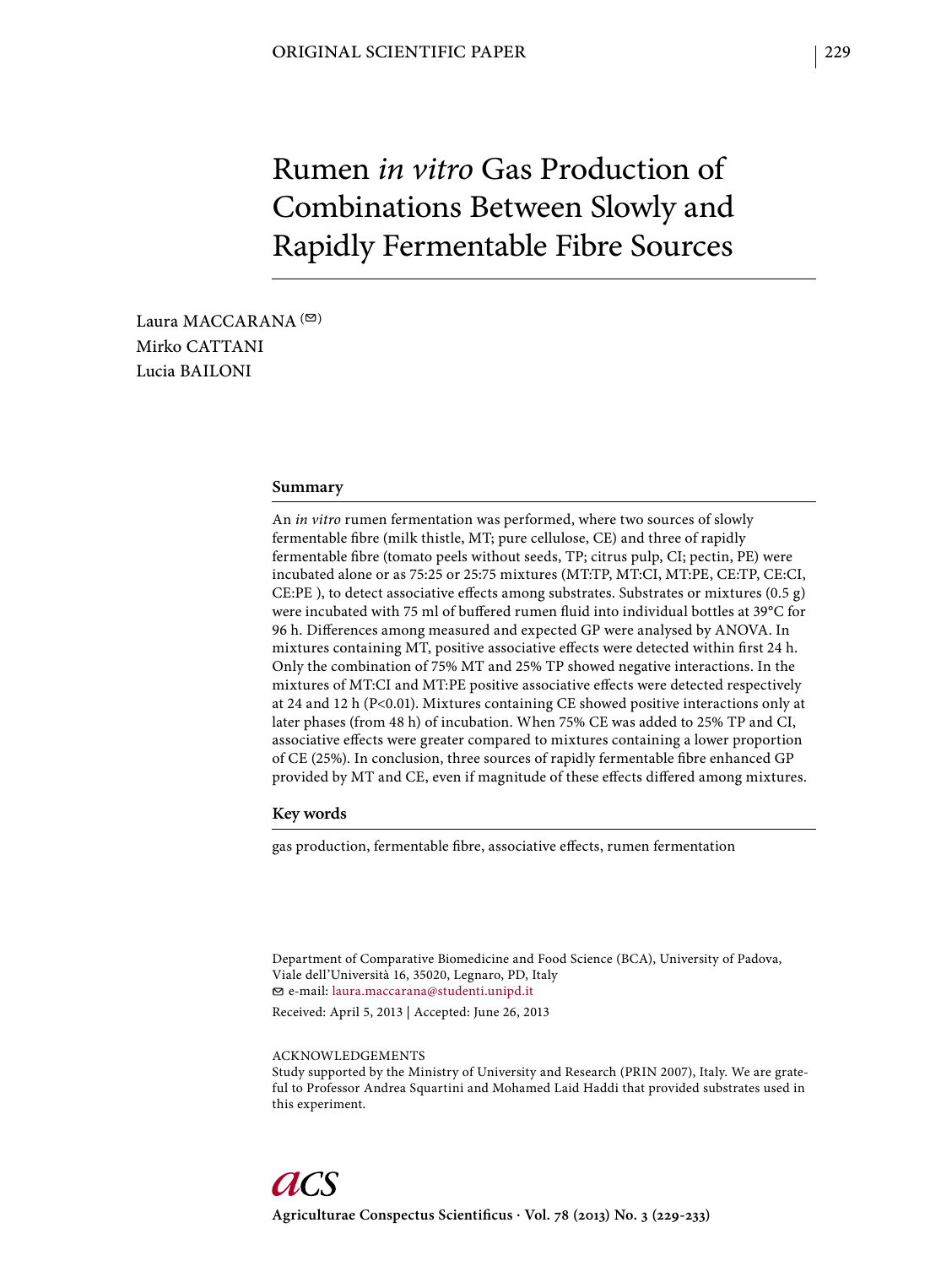ORIGINAL SCIENTIFIC PAPER

# Rumen *in vitro* Gas Production of Combinations Between Slowly and Rapidly Fermentable Fibre Sources

Laura MACCARANA (✉)
Mirko CATTANI
Lucia BAILONI

## Summary

An *in vitro* rumen fermentation was performed, where two sources of slowly fermentable fibre (milk thistle, MT; pure cellulose, CE) and three of rapidly fermentable fibre (tomato peels without seeds, TP; citrus pulp, CI; pectin, PE) were incubated alone or as 75:25 or 25:75 mixtures (MT:TP, MT:CI, MT:PE, CE:TP, CE:CI, CE:PE ), to detect associative effects among substrates. Substrates or mixtures (0.5 g) were incubated with 75 ml of buffered rumen fluid into individual bottles at 39°C for 96 h. Differences among measured and expected GP were analysed by ANOVA. In mixtures containing MT, positive associative effects were detected within first 24 h. Only the combination of 75% MT and 25% TP showed negative interactions. In the mixtures of MT:CI and MT:PE positive associative effects were detected respectively at 24 and 12 h ($P<0.01$). Mixtures containing CE showed positive interactions only at later phases (from 48 h) of incubation. When 75% CE was added to 25% TP and CI, associative effects were greater compared to mixtures containing a lower proportion of CE (25%). In conclusion, three sources of rapidly fermentable fibre enhanced GP provided by MT and CE, even if magnitude of these effects differed among mixtures.

## Key words

gas production, fermentable fibre, associative effects, rumen fermentation

Department of Comparative Biomedicine and Food Science (BCA), University of Padova, Viale dell'Università 16, 35020, Legnaro, PD, Italy
✉ e-mail: laura.maccarana@studenti.unipd.it

Received: April 5, 2013 | Accepted: June 26, 2013

ACKNOWLEDGEMENTS
Study supported by the Ministry of University and Research (PRIN 2007), Italy. We are grateful to Professor Andrea Squartini and Mohamed Laid Haddi that provided substrates used in this experiment.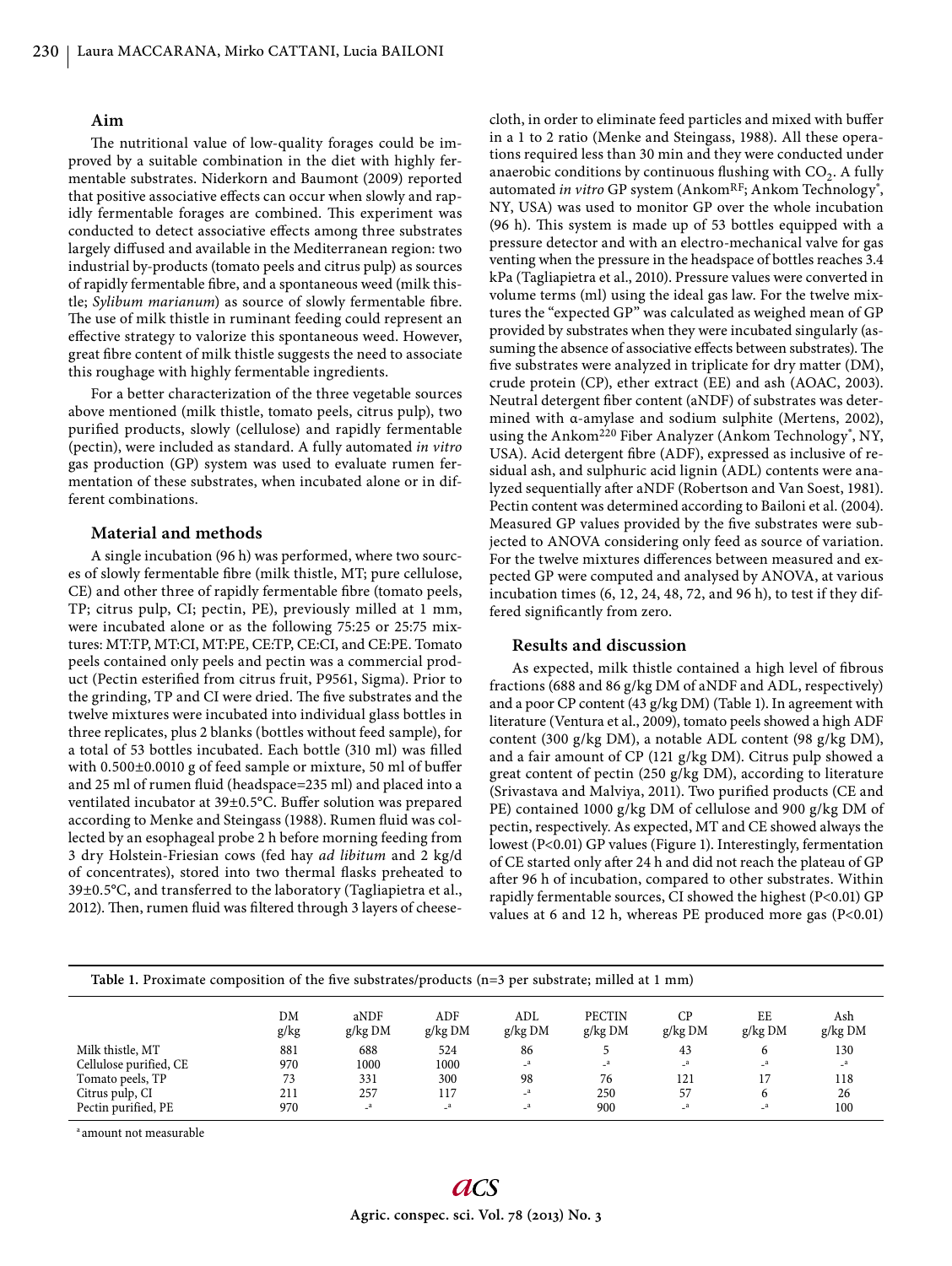## Aim

The nutritional value of low-quality forages could be improved by a suitable combination in the diet with highly fermentable substrates. Niderkorn and Baumont (2009) reported that positive associative effects can occur when slowly and rapidly fermentable forages are combined. This experiment was conducted to detect associative effects among three substrates largely diffused and available in the Mediterranean region: two industrial by-products (tomato peels and citrus pulp) as sources of rapidly fermentable fibre, and a spontaneous weed (milk thistle; *Sylibum marianum*) as source of slowly fermentable fibre. The use of milk thistle in ruminant feeding could represent an effective strategy to valorize this spontaneous weed. However, great fibre content of milk thistle suggests the need to associate this roughage with highly fermentable ingredients.

For a better characterization of the three vegetable sources above mentioned (milk thistle, tomato peels, citrus pulp), two purified products, slowly (cellulose) and rapidly fermentable (pectin), were included as standard. A fully automated *in vitro* gas production (GP) system was used to evaluate rumen fermentation of these substrates, when incubated alone or in different combinations.

## Material and methods

A single incubation (96 h) was performed, where two sources of slowly fermentable fibre (milk thistle, MT; pure cellulose, CE) and other three of rapidly fermentable fibre (tomato peels, TP; citrus pulp, CI; pectin, PE), previously milled at 1 mm, were incubated alone or as the following 75:25 or 25:75 mixtures: MT:TP, MT:CI, MT:PE, CE:TP, CE:CI, and CE:PE. Tomato peels contained only peels and pectin was a commercial product (Pectin esterified from citrus fruit, P9561, Sigma). Prior to the grinding, TP and CI were dried. The five substrates and the twelve mixtures were incubated into individual glass bottles in three replicates, plus 2 blanks (bottles without feed sample), for a total of 53 bottles incubated. Each bottle (310 ml) was filled with 0.500±0.0010 g of feed sample or mixture, 50 ml of buffer and 25 ml of rumen fluid (headspace=235 ml) and placed into a ventilated incubator at 39±0.5°C. Buffer solution was prepared according to Menke and Steingass (1988). Rumen fluid was collected by an esophageal probe 2 h before morning feeding from 3 dry Holstein-Friesian cows (fed hay *ad libitum* and 2 kg/d of concentrates), stored into two thermal flasks preheated to 39±0.5°C, and transferred to the laboratory (Tagliapietra et al., 2012). Then, rumen fluid was filtered through 3 layers of cheesecloth, in order to eliminate feed particles and mixed with buffer in a 1 to 2 ratio (Menke and Steingass, 1988). All these operations required less than 30 min and they were conducted under anaerobic conditions by continuous flushing with $CO_2$. A fully automated *in vitro* GP system (Ankom[RF]; Ankom Technology®, NY, USA) was used to monitor GP over the whole incubation (96 h). This system is made up of 53 bottles equipped with a pressure detector and with an electro-mechanical valve for gas venting when the pressure in the headspace of bottles reaches 3.4 kPa (Tagliapietra et al., 2010). Pressure values were converted in volume terms (ml) using the ideal gas law. For the twelve mixtures the "expected GP" was calculated as weighed mean of GP provided by substrates when they were incubated singularly (assuming the absence of associative effects between substrates). The five substrates were analyzed in triplicate for dry matter (DM), crude protein (CP), ether extract (EE) and ash (AOAC, 2003). Neutral detergent fiber content (aNDF) of substrates was determined with α-amylase and sodium sulphite (Mertens, 2002), using the Ankom[220] Fiber Analyzer (Ankom Technology®, NY, USA). Acid detergent fibre (ADF), expressed as inclusive of residual ash, and sulphuric acid lignin (ADL) contents were analyzed sequentially after aNDF (Robertson and Van Soest, 1981). Pectin content was determined according to Bailoni et al. (2004). Measured GP values provided by the five substrates were subjected to ANOVA considering only feed as source of variation. For the twelve mixtures differences between measured and expected GP were computed and analysed by ANOVA, at various incubation times (6, 12, 24, 48, 72, and 96 h), to test if they differed significantly from zero.

## Results and discussion

As expected, milk thistle contained a high level of fibrous fractions (688 and 86 g/kg DM of aNDF and ADL, respectively) and a poor CP content (43 g/kg DM) (Table 1). In agreement with literature (Ventura et al., 2009), tomato peels showed a high ADF content (300 g/kg DM), a notable ADL content (98 g/kg DM), and a fair amount of CP (121 g/kg DM). Citrus pulp showed a great content of pectin (250 g/kg DM), according to literature (Srivastava and Malviya, 2011). Two purified products (CE and PE) contained 1000 g/kg DM of cellulose and 900 g/kg DM of pectin, respectively. As expected, MT and CE showed always the lowest ($P<0.01$) GP values (Figure 1). Interestingly, fermentation of CE started only after 24 h and did not reach the plateau of GP after 96 h of incubation, compared to other substrates. Within rapidly fermentable sources, CI showed the highest ($P<0.01$) GP values at 6 and 12 h, whereas PE produced more gas ($P<0.01$)

**Table 1.** Proximate composition of the five substrates/products (n=3 per substrate; milled at 1 mm)

| | DM g/kg | aNDF g/kg DM | ADF g/kg DM | ADL g/kg DM | PECTIN g/kg DM | CP g/kg DM | EE g/kg DM | Ash g/kg DM |
|---|---|---|---|---|---|---|---|---|
| Milk thistle, MT | 881 | 688 | 524 | 86 | 5 | 43 | 6 | 130 |
| Cellulose purified, CE | 970 | 1000 | 1000 | -[a] | -[a] | -[a] | -[a] | -[a] |
| Tomato peels, TP | 73 | 331 | 300 | 98 | 76 | 121 | 17 | 118 |
| Citrus pulp, CI | 211 | 257 | 117 | -[a] | 250 | 57 | 6 | 26 |
| Pectin purified, PE | 970 | -[a] | -[a] | -[a] | 900 | -[a] | -[a] | 100 |

[a] amount not measurable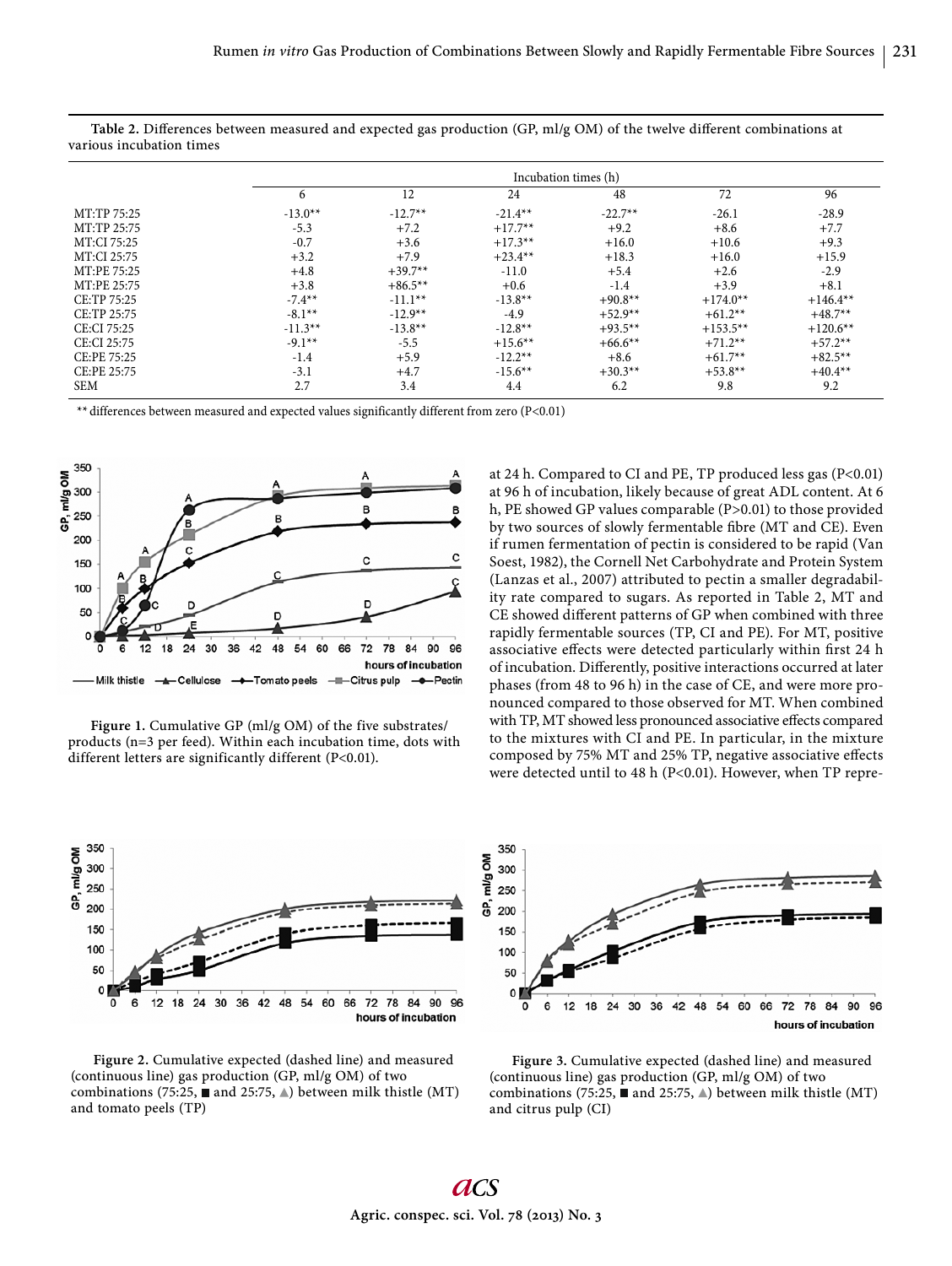**Table 2.** Differences between measured and expected gas production (GP, ml/g OM) of the twelve different combinations at various incubation times

| | Incubation times (h) | | | | | |
|---|---|---|---|---|---|---|
| | 6 | 12 | 24 | 48 | 72 | 96 |
| MT:TP 75:25 | -13.0** | -12.7** | -21.4** | -22.7** | -26.1 | -28.9 |
| MT:TP 25:75 | -5.3 | +7.2 | +17.7** | +9.2 | +8.6 | +7.7 |
| MT:CI 75:25 | -0.7 | +3.6 | +17.3** | +16.0 | +10.6 | +9.3 |
| MT:CI 25:75 | +3.2 | +7.9 | +23.4** | +18.3 | +16.0 | +15.9 |
| MT:PE 75:25 | +4.8 | +39.7** | -11.0 | +5.4 | +2.6 | -2.9 |
| MT:PE 25:75 | +3.8 | +86.5** | +0.6 | -1.4 | +3.9 | +8.1 |
| CE:TP 75:25 | -7.4** | -11.1** | -13.8** | +90.8** | +174.0** | +146.4** |
| CE:TP 25:75 | -8.1** | -12.9** | -4.9 | +52.9** | +61.2** | +48.7** |
| CE:CI 75:25 | -11.3** | -13.8** | -12.8** | +93.5** | +153.5** | +120.6** |
| CE:CI 25:75 | -9.1** | -5.5 | +15.6** | +66.6** | +71.2** | +57.2** |
| CE:PE 75:25 | -1.4 | +5.9 | -12.2** | +8.6 | +61.7** | +82.5** |
| CE:PE 25:75 | -3.1 | +4.7 | -15.6** | +30.3** | +53.8** | +40.4** |
| SEM | 2.7 | 3.4 | 4.4 | 6.2 | 9.8 | 9.2 |

** differences between measured and expected values significantly different from zero (P<0.01)

**Figure 1.** Cumulative GP (ml/g OM) of the five substrates/products (n=3 per feed). Within each incubation time, dots with different letters are significantly different (P<0.01).

at 24 h. Compared to CI and PE, TP produced less gas (P<0.01) at 96 h of incubation, likely because of great ADL content. At 6 h, PE showed GP values comparable (P>0.01) to those provided by two sources of slowly fermentable fibre (MT and CE). Even if rumen fermentation of pectin is considered to be rapid (Van Soest, 1982), the Cornell Net Carbohydrate and Protein System (Lanzas et al., 2007) attributed to pectin a smaller degradability rate compared to sugars. As reported in Table 2, MT and CE showed different patterns of GP when combined with three rapidly fermentable sources (TP, CI and PE). For MT, positive associative effects were detected particularly within first 24 h of incubation. Differently, positive interactions occurred at later phases (from 48 to 96 h) in the case of CE, and were more pronounced compared to those observed for MT. When combined with TP, MT showed less pronounced associative effects compared to the mixtures with CI and PE. In particular, in the mixture composed by 75% MT and 25% TP, negative associative effects were detected until to 48 h (P<0.01). However, when TP repre-

**Figure 2.** Cumulative expected (dashed line) and measured (continuous line) gas production (GP, ml/g OM) of two combinations (75:25, ■ and 25:75, ▲) between milk thistle (MT) and tomato peels (TP)

**Figure 3.** Cumulative expected (dashed line) and measured (continuous line) gas production (GP, ml/g OM) of two combinations (75:25, ■ and 25:75, ▲) between milk thistle (MT) and citrus pulp (CI)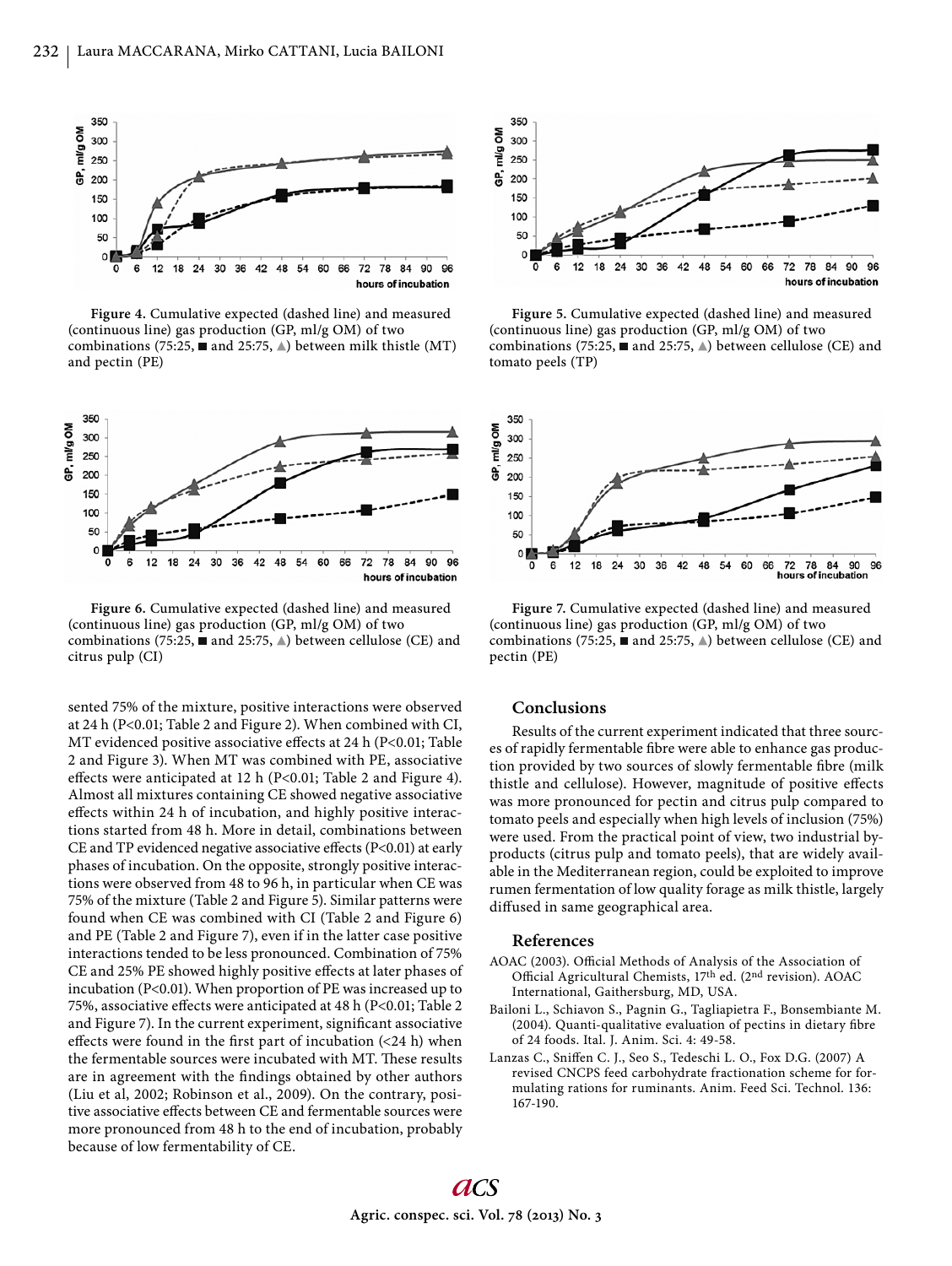Figure 4. Cumulative expected (dashed line) and measured (continuous line) gas production (GP, ml/g OM) of two combinations (75:25, ■ and 25:75, ▲) between milk thistle (MT) and pectin (PE)

Figure 5. Cumulative expected (dashed line) and measured (continuous line) gas production (GP, ml/g OM) of two combinations (75:25, ■ and 25:75, ▲) between cellulose (CE) and tomato peels (TP)

Figure 6. Cumulative expected (dashed line) and measured (continuous line) gas production (GP, ml/g OM) of two combinations (75:25, ■ and 25:75, ▲) between cellulose (CE) and citrus pulp (CI)

Figure 7. Cumulative expected (dashed line) and measured (continuous line) gas production (GP, ml/g OM) of two combinations (75:25, ■ and 25:75, ▲) between cellulose (CE) and pectin (PE)

sented 75% of the mixture, positive interactions were observed at 24 h ($P<0.01$; Table 2 and Figure 2). When combined with CI, MT evidenced positive associative effects at 24 h ($P<0.01$; Table 2 and Figure 3). When MT was combined with PE, associative effects were anticipated at 12 h ($P<0.01$; Table 2 and Figure 4). Almost all mixtures containing CE showed negative associative effects within 24 h of incubation, and highly positive interactions started from 48 h. More in detail, combinations between CE and TP evidenced negative associative effects ($P<0.01$) at early phases of incubation. On the opposite, strongly positive interactions were observed from 48 to 96 h, in particular when CE was 75% of the mixture (Table 2 and Figure 5). Similar patterns were found when CE was combined with CI (Table 2 and Figure 6) and PE (Table 2 and Figure 7), even if in the latter case positive interactions tended to be less pronounced. Combination of 75% CE and 25% PE showed highly positive effects at later phases of incubation ($P<0.01$). When proportion of PE was increased up to 75%, associative effects were anticipated at 48 h ($P<0.01$; Table 2 and Figure 7). In the current experiment, significant associative effects were found in the first part of incubation (<24 h) when the fermentable sources were incubated with MT. These results are in agreement with the findings obtained by other authors (Liu et al, 2002; Robinson et al., 2009). On the contrary, positive associative effects between CE and fermentable sources were more pronounced from 48 h to the end of incubation, probably because of low fermentability of CE.

## Conclusions

Results of the current experiment indicated that three sources of rapidly fermentable fibre were able to enhance gas production provided by two sources of slowly fermentable fibre (milk thistle and cellulose). However, magnitude of positive effects was more pronounced for pectin and citrus pulp compared to tomato peels and especially when high levels of inclusion (75%) were used. From the practical point of view, two industrial by-products (citrus pulp and tomato peels), that are widely available in the Mediterranean region, could be exploited to improve rumen fermentation of low quality forage as milk thistle, largely diffused in same geographical area.

## References

AOAC (2003). Official Methods of Analysis of the Association of Official Agricultural Chemists, 17th ed. (2nd revision). AOAC International, Gaithersburg, MD, USA.

Bailoni L., Schiavon S., Pagnin G., Tagliapietra F., Bonsembiante M. (2004). Quanti-qualitative evaluation of pectins in dietary fibre of 24 foods. Ital. J. Anim. Sci. 4: 49-58.

Lanzas C., Sniffen C. J., Seo S., Tedeschi L. O., Fox D.G. (2007) A revised CNCPS feed carbohydrate fractionation scheme for formulating rations for ruminants. Anim. Feed Sci. Technol. 136: 167-190.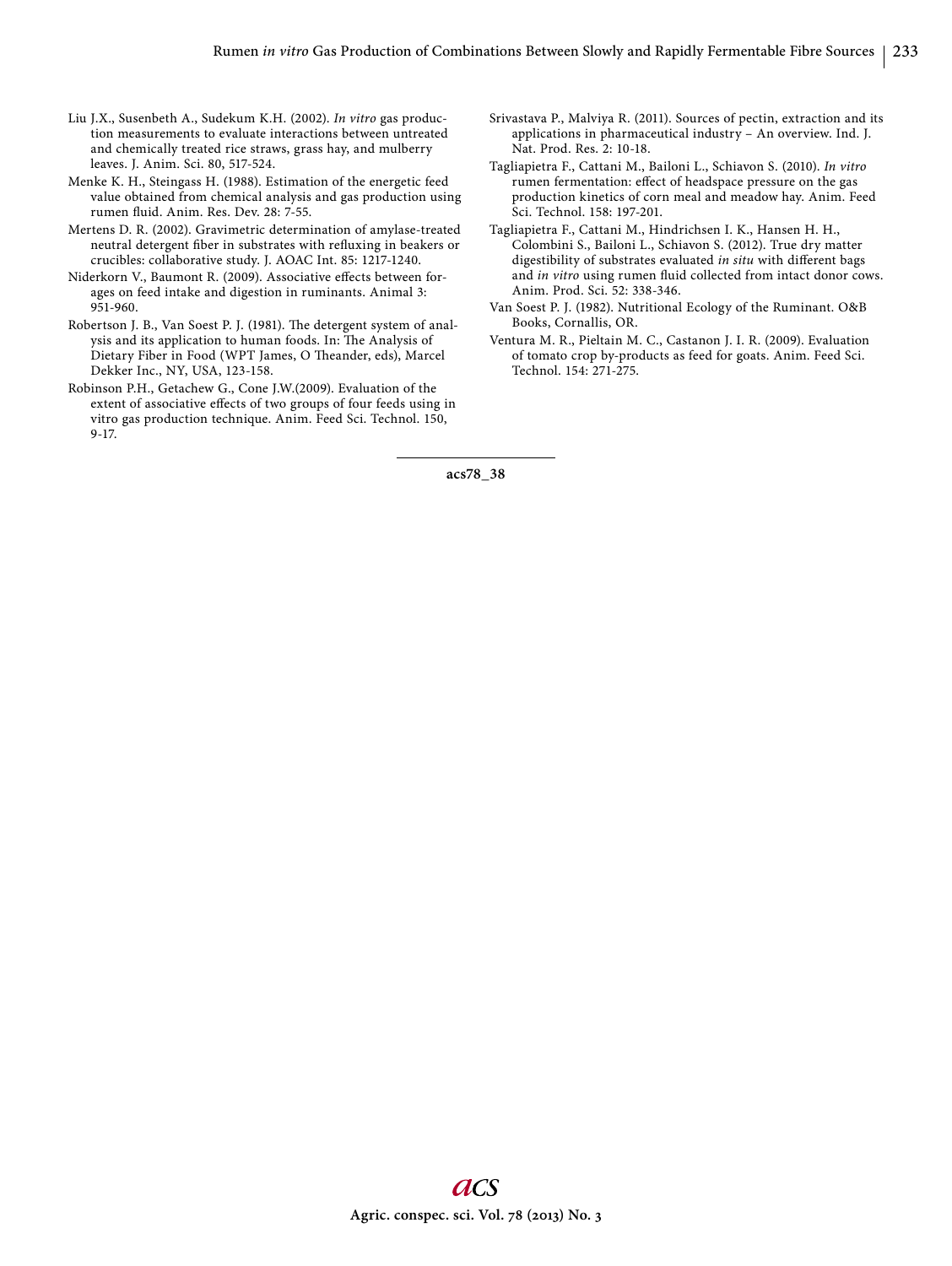Liu J.X., Susenbeth A., Sudekum K.H. (2002). *In vitro* gas production measurements to evaluate interactions between untreated and chemically treated rice straws, grass hay, and mulberry leaves. J. Anim. Sci. 80, 517-524.

Menke K. H., Steingass H. (1988). Estimation of the energetic feed value obtained from chemical analysis and gas production using rumen fluid. Anim. Res. Dev. 28: 7-55.

Mertens D. R. (2002). Gravimetric determination of amylase-treated neutral detergent fiber in substrates with refluxing in beakers or crucibles: collaborative study. J. AOAC Int. 85: 1217-1240.

Niderkorn V., Baumont R. (2009). Associative effects between forages on feed intake and digestion in ruminants. Animal 3: 951-960.

Robertson J. B., Van Soest P. J. (1981). The detergent system of analysis and its application to human foods. In: The Analysis of Dietary Fiber in Food (WPT James, O Theander, eds), Marcel Dekker Inc., NY, USA, 123-158.

Robinson P.H., Getachew G., Cone J.W.(2009). Evaluation of the extent of associative effects of two groups of four feeds using in vitro gas production technique. Anim. Feed Sci. Technol. 150, 9-17.

Srivastava P., Malviya R. (2011). Sources of pectin, extraction and its applications in pharmaceutical industry – An overview. Ind. J. Nat. Prod. Res. 2: 10-18.

Tagliapietra F., Cattani M., Bailoni L., Schiavon S. (2010). *In vitro* rumen fermentation: effect of headspace pressure on the gas production kinetics of corn meal and meadow hay. Anim. Feed Sci. Technol. 158: 197-201.

Tagliapietra F., Cattani M., Hindrichsen I. K., Hansen H. H., Colombini S., Bailoni L., Schiavon S. (2012). True dry matter digestibility of substrates evaluated *in situ* with different bags and *in vitro* using rumen fluid collected from intact donor cows. Anim. Prod. Sci. 52: 338-346.

Van Soest P. J. (1982). Nutritional Ecology of the Ruminant. O&B Books, Cornallis, OR.

Ventura M. R., Pieltain M. C., Castanon J. I. R. (2009). Evaluation of tomato crop by-products as feed for goats. Anim. Feed Sci. Technol. 154: 271-275.

**acs78_38**